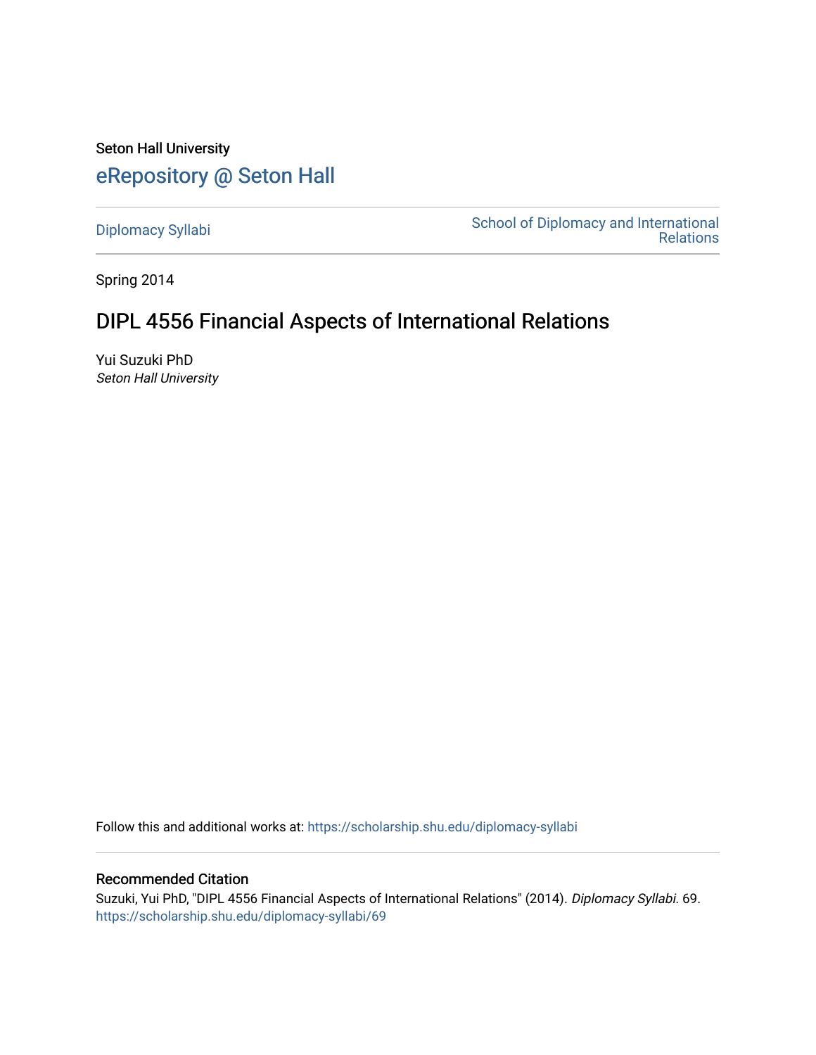Seton Hall University

# eRepository @ Seton Hall

Diplomacy Syllabi

School of Diplomacy and International Relations

Spring 2014

## DIPL 4556 Financial Aspects of International Relations

Yui Suzuki PhD
*Seton Hall University*

Follow this and additional works at: https://scholarship.shu.edu/diplomacy-syllabi

### Recommended Citation

Suzuki, Yui PhD, "DIPL 4556 Financial Aspects of International Relations" (2014). *Diplomacy Syllabi*. 69.
https://scholarship.shu.edu/diplomacy-syllabi/69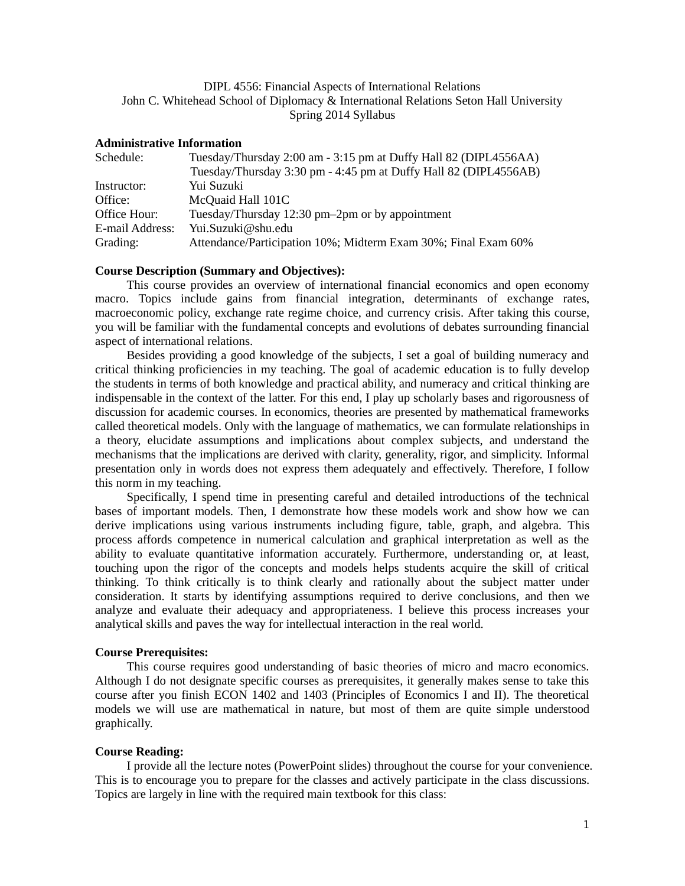DIPL 4556: Financial Aspects of International Relations
John C. Whitehead School of Diplomacy & International Relations Seton Hall University
Spring 2014 Syllabus

**Administrative Information**

| | |
|---|---|
| Schedule: | Tuesday/Thursday 2:00 am - 3:15 pm at Duffy Hall 82 (DIPL4556AA) |
| | Tuesday/Thursday 3:30 pm - 4:45 pm at Duffy Hall 82 (DIPL4556AB) |
| Instructor: | Yui Suzuki |
| Office: | McQuaid Hall 101C |
| Office Hour: | Tuesday/Thursday 12:30 pm–2pm or by appointment |
| E-mail Address: | Yui.Suzuki@shu.edu |
| Grading: | Attendance/Participation 10%; Midterm Exam 30%; Final Exam 60% |

**Course Description (Summary and Objectives):**

This course provides an overview of international financial economics and open economy macro. Topics include gains from financial integration, determinants of exchange rates, macroeconomic policy, exchange rate regime choice, and currency crisis. After taking this course, you will be familiar with the fundamental concepts and evolutions of debates surrounding financial aspect of international relations.

Besides providing a good knowledge of the subjects, I set a goal of building numeracy and critical thinking proficiencies in my teaching. The goal of academic education is to fully develop the students in terms of both knowledge and practical ability, and numeracy and critical thinking are indispensable in the context of the latter. For this end, I play up scholarly bases and rigorousness of discussion for academic courses. In economics, theories are presented by mathematical frameworks called theoretical models. Only with the language of mathematics, we can formulate relationships in a theory, elucidate assumptions and implications about complex subjects, and understand the mechanisms that the implications are derived with clarity, generality, rigor, and simplicity. Informal presentation only in words does not express them adequately and effectively. Therefore, I follow this norm in my teaching.

Specifically, I spend time in presenting careful and detailed introductions of the technical bases of important models. Then, I demonstrate how these models work and show how we can derive implications using various instruments including figure, table, graph, and algebra. This process affords competence in numerical calculation and graphical interpretation as well as the ability to evaluate quantitative information accurately. Furthermore, understanding or, at least, touching upon the rigor of the concepts and models helps students acquire the skill of critical thinking. To think critically is to think clearly and rationally about the subject matter under consideration. It starts by identifying assumptions required to derive conclusions, and then we analyze and evaluate their adequacy and appropriateness. I believe this process increases your analytical skills and paves the way for intellectual interaction in the real world.

**Course Prerequisites:**

This course requires good understanding of basic theories of micro and macro economics. Although I do not designate specific courses as prerequisites, it generally makes sense to take this course after you finish ECON 1402 and 1403 (Principles of Economics I and II). The theoretical models we will use are mathematical in nature, but most of them are quite simple understood graphically.

**Course Reading:**

I provide all the lecture notes (PowerPoint slides) throughout the course for your convenience. This is to encourage you to prepare for the classes and actively participate in the class discussions. Topics are largely in line with the required main textbook for this class: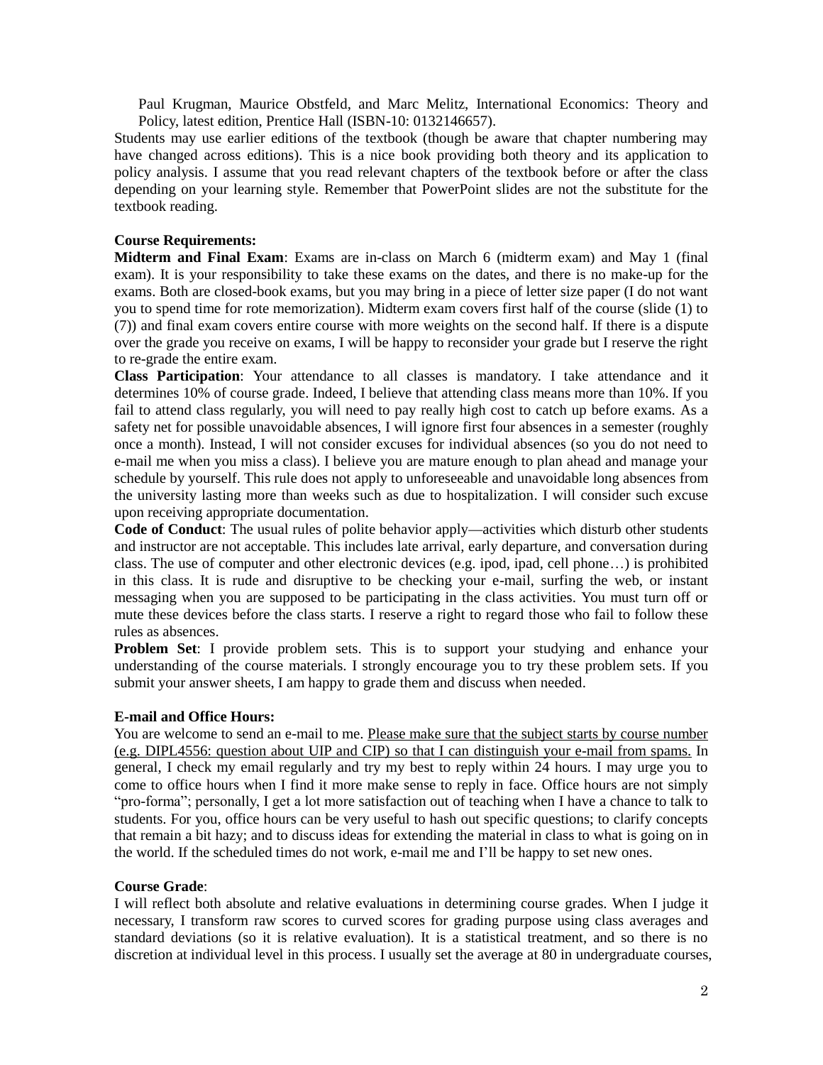Paul Krugman, Maurice Obstfeld, and Marc Melitz, International Economics: Theory and Policy, latest edition, Prentice Hall (ISBN-10: 0132146657).

Students may use earlier editions of the textbook (though be aware that chapter numbering may have changed across editions). This is a nice book providing both theory and its application to policy analysis. I assume that you read relevant chapters of the textbook before or after the class depending on your learning style. Remember that PowerPoint slides are not the substitute for the textbook reading.

**Course Requirements:**

**Midterm and Final Exam**: Exams are in-class on March 6 (midterm exam) and May 1 (final exam). It is your responsibility to take these exams on the dates, and there is no make-up for the exams. Both are closed-book exams, but you may bring in a piece of letter size paper (I do not want you to spend time for rote memorization). Midterm exam covers first half of the course (slide (1) to (7)) and final exam covers entire course with more weights on the second half. If there is a dispute over the grade you receive on exams, I will be happy to reconsider your grade but I reserve the right to re-grade the entire exam.

**Class Participation**: Your attendance to all classes is mandatory. I take attendance and it determines 10% of course grade. Indeed, I believe that attending class means more than 10%. If you fail to attend class regularly, you will need to pay really high cost to catch up before exams. As a safety net for possible unavoidable absences, I will ignore first four absences in a semester (roughly once a month). Instead, I will not consider excuses for individual absences (so you do not need to e-mail me when you miss a class). I believe you are mature enough to plan ahead and manage your schedule by yourself. This rule does not apply to unforeseeable and unavoidable long absences from the university lasting more than weeks such as due to hospitalization. I will consider such excuse upon receiving appropriate documentation.

**Code of Conduct**: The usual rules of polite behavior apply—activities which disturb other students and instructor are not acceptable. This includes late arrival, early departure, and conversation during class. The use of computer and other electronic devices (e.g. ipod, ipad, cell phone…) is prohibited in this class. It is rude and disruptive to be checking your e-mail, surfing the web, or instant messaging when you are supposed to be participating in the class activities. You must turn off or mute these devices before the class starts. I reserve a right to regard those who fail to follow these rules as absences.

**Problem Set**: I provide problem sets. This is to support your studying and enhance your understanding of the course materials. I strongly encourage you to try these problem sets. If you submit your answer sheets, I am happy to grade them and discuss when needed.

**E-mail and Office Hours:**

You are welcome to send an e-mail to me. <u>Please make sure that the subject starts by course number (e.g. DIPL4556: question about UIP and CIP) so that I can distinguish your e-mail from spams.</u> In general, I check my email regularly and try my best to reply within 24 hours. I may urge you to come to office hours when I find it more make sense to reply in face. Office hours are not simply "pro-forma"; personally, I get a lot more satisfaction out of teaching when I have a chance to talk to students. For you, office hours can be very useful to hash out specific questions; to clarify concepts that remain a bit hazy; and to discuss ideas for extending the material in class to what is going on in the world. If the scheduled times do not work, e-mail me and I'll be happy to set new ones.

**Course Grade**:

I will reflect both absolute and relative evaluations in determining course grades. When I judge it necessary, I transform raw scores to curved scores for grading purpose using class averages and standard deviations (so it is relative evaluation). It is a statistical treatment, and so there is no discretion at individual level in this process. I usually set the average at 80 in undergraduate courses,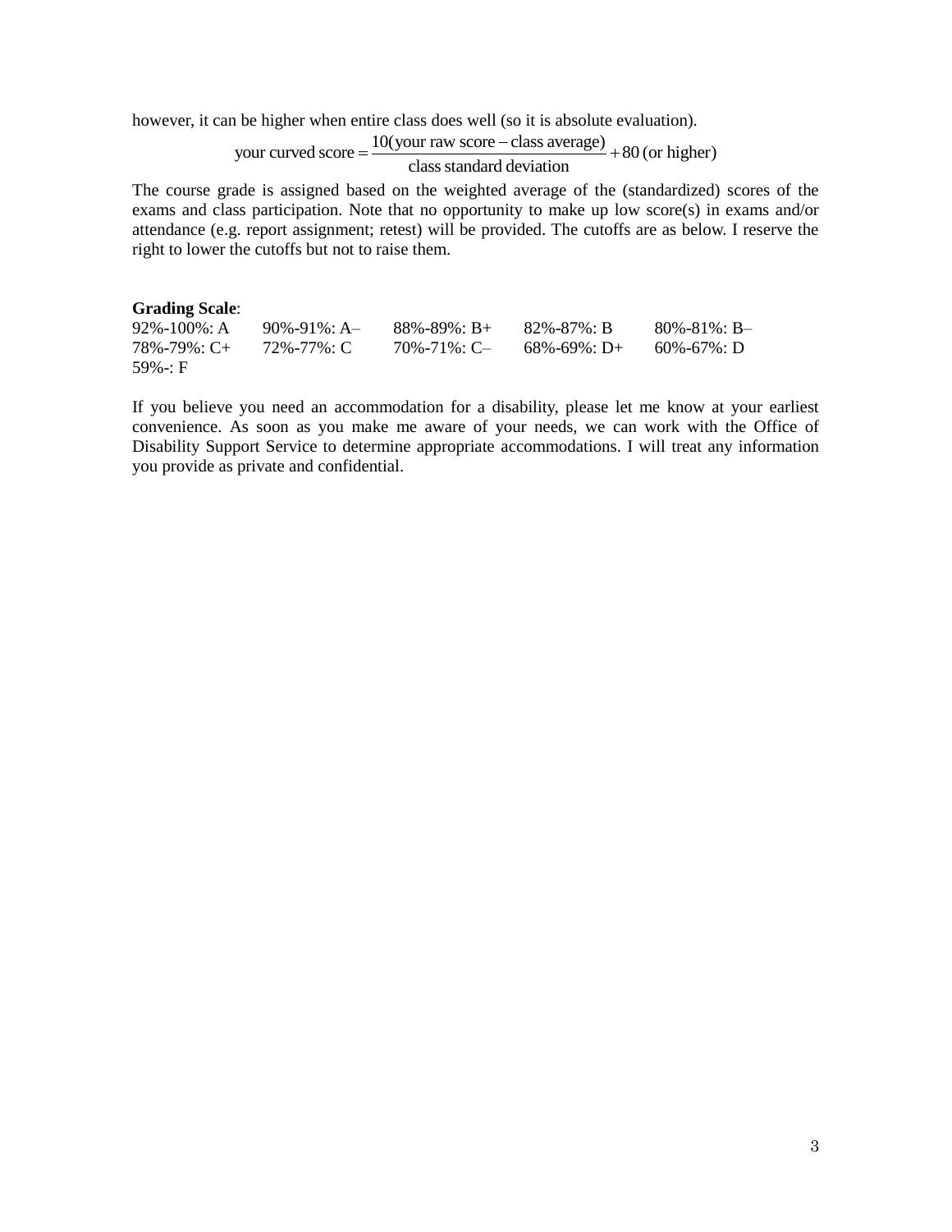however, it can be higher when entire class does well (so it is absolute evaluation).

$$\text{your curved score} = \frac{10(\text{your raw score} - \text{class average})}{\text{class standard deviation}} + 80 \text{ (or higher)}$$

The course grade is assigned based on the weighted average of the (standardized) scores of the exams and class participation. Note that no opportunity to make up low score(s) in exams and/or attendance (e.g. report assignment; retest) will be provided. The cutoffs are as below. I reserve the right to lower the cutoffs but not to raise them.

**Grading Scale**:

| | | | | |
|---|---|---|---|---|
| 92%-100%: A | 90%-91%: A– | 88%-89%: B+ | 82%-87%: B | 80%-81%: B– |
| 78%-79%: C+ | 72%-77%: C | 70%-71%: C– | 68%-69%: D+ | 60%-67%: D |
| 59%-: F | | | | |

If you believe you need an accommodation for a disability, please let me know at your earliest convenience. As soon as you make me aware of your needs, we can work with the Office of Disability Support Service to determine appropriate accommodations. I will treat any information you provide as private and confidential.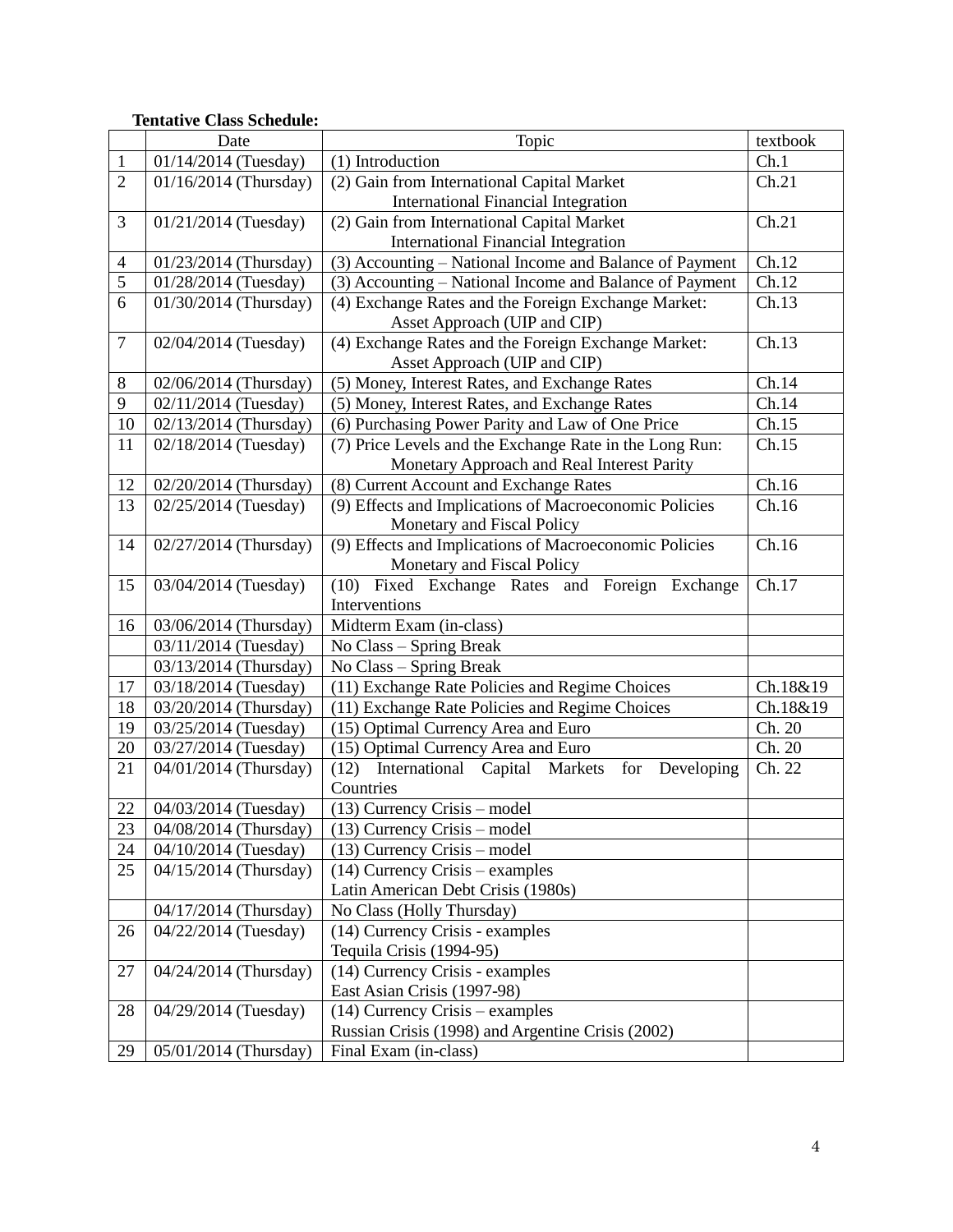**Tentative Class Schedule:**

| | Date | Topic | textbook |
|---|---|---|---|
| 1 | 01/14/2014 (Tuesday) | (1) Introduction | Ch.1 |
| 2 | 01/16/2014 (Thursday) | (2) Gain from International Capital Market<br>International Financial Integration | Ch.21 |
| 3 | 01/21/2014 (Tuesday) | (2) Gain from International Capital Market<br>International Financial Integration | Ch.21 |
| 4 | 01/23/2014 (Thursday) | (3) Accounting – National Income and Balance of Payment | Ch.12 |
| 5 | 01/28/2014 (Tuesday) | (3) Accounting – National Income and Balance of Payment | Ch.12 |
| 6 | 01/30/2014 (Thursday) | (4) Exchange Rates and the Foreign Exchange Market:<br>Asset Approach (UIP and CIP) | Ch.13 |
| 7 | 02/04/2014 (Tuesday) | (4) Exchange Rates and the Foreign Exchange Market:<br>Asset Approach (UIP and CIP) | Ch.13 |
| 8 | 02/06/2014 (Thursday) | (5) Money, Interest Rates, and Exchange Rates | Ch.14 |
| 9 | 02/11/2014 (Tuesday) | (5) Money, Interest Rates, and Exchange Rates | Ch.14 |
| 10 | 02/13/2014 (Thursday) | (6) Purchasing Power Parity and Law of One Price | Ch.15 |
| 11 | 02/18/2014 (Tuesday) | (7) Price Levels and the Exchange Rate in the Long Run:<br>Monetary Approach and Real Interest Parity | Ch.15 |
| 12 | 02/20/2014 (Thursday) | (8) Current Account and Exchange Rates | Ch.16 |
| 13 | 02/25/2014 (Tuesday) | (9) Effects and Implications of Macroeconomic Policies<br>Monetary and Fiscal Policy | Ch.16 |
| 14 | 02/27/2014 (Thursday) | (9) Effects and Implications of Macroeconomic Policies<br>Monetary and Fiscal Policy | Ch.16 |
| 15 | 03/04/2014 (Tuesday) | (10) Fixed Exchange Rates and Foreign Exchange Interventions | Ch.17 |
| 16 | 03/06/2014 (Thursday) | Midterm Exam (in-class) | |
| | 03/11/2014 (Tuesday) | No Class – Spring Break | |
| | 03/13/2014 (Thursday) | No Class – Spring Break | |
| 17 | 03/18/2014 (Tuesday) | (11) Exchange Rate Policies and Regime Choices | Ch.18&19 |
| 18 | 03/20/2014 (Thursday) | (11) Exchange Rate Policies and Regime Choices | Ch.18&19 |
| 19 | 03/25/2014 (Tuesday) | (15) Optimal Currency Area and Euro | Ch. 20 |
| 20 | 03/27/2014 (Tuesday) | (15) Optimal Currency Area and Euro | Ch. 20 |
| 21 | 04/01/2014 (Thursday) | (12) International Capital Markets for Developing Countries | Ch. 22 |
| 22 | 04/03/2014 (Tuesday) | (13) Currency Crisis – model | |
| 23 | 04/08/2014 (Thursday) | (13) Currency Crisis – model | |
| 24 | 04/10/2014 (Tuesday) | (13) Currency Crisis – model | |
| 25 | 04/15/2014 (Thursday) | (14) Currency Crisis – examples<br>Latin American Debt Crisis (1980s) | |
| | 04/17/2014 (Thursday) | No Class (Holly Thursday) | |
| 26 | 04/22/2014 (Tuesday) | (14) Currency Crisis - examples<br>Tequila Crisis (1994-95) | |
| 27 | 04/24/2014 (Thursday) | (14) Currency Crisis - examples<br>East Asian Crisis (1997-98) | |
| 28 | 04/29/2014 (Tuesday) | (14) Currency Crisis – examples<br>Russian Crisis (1998) and Argentine Crisis (2002) | |
| 29 | 05/01/2014 (Thursday) | Final Exam (in-class) | |